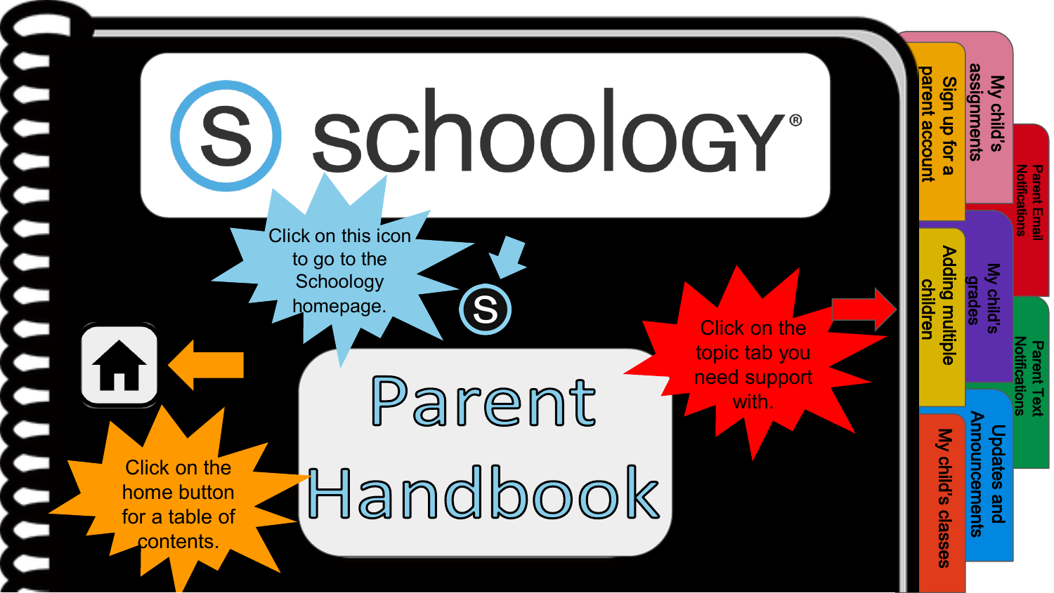# schoology

# Parent Handbook

Click on this icon to go to the Schoology homepage.

Click on the home button for a table of contents.

Click on the topic tab you need support with.

- Sign up for a parent account
- My child's assignments
- Parent Email Notifications
- Adding multiple children
- My child's grades
- Parent Text Notifications
- My child's classes
- Updates and Announcements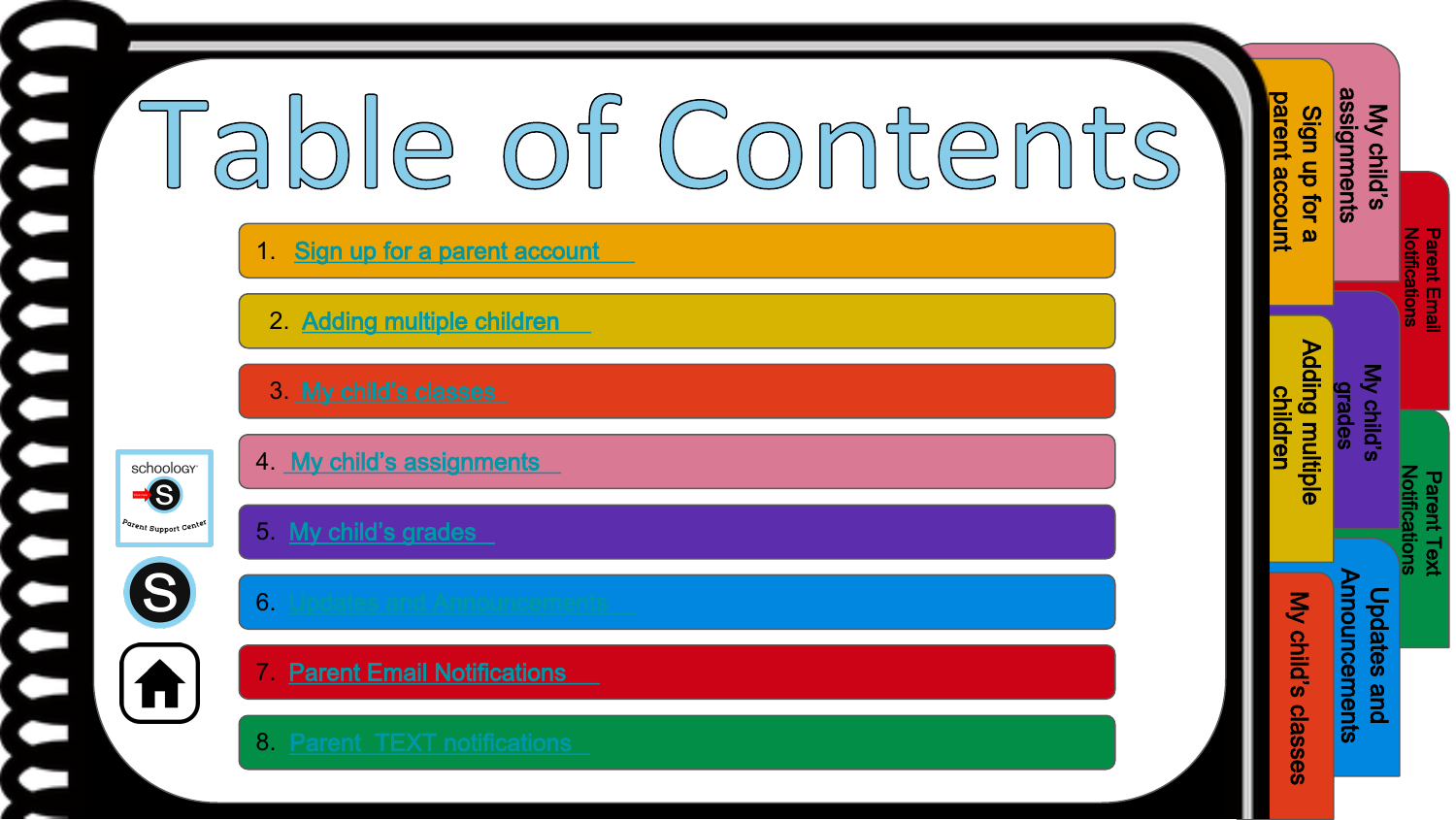# Table of Contents

1. Sign up for a parent account
2. Adding multiple children
3. My child's classes
4. My child's assignments
5. My child's grades
6. Updates and Announcements
7. Parent Email Notifications
8. Parent TEXT notifications

schoology

Parent Support Center

My child's assignments

Sign up for a parent account

Parent Email Notifications

My child's grades

Adding multiple children

Parent Text Notifications

Updates and Announcements

My child's classes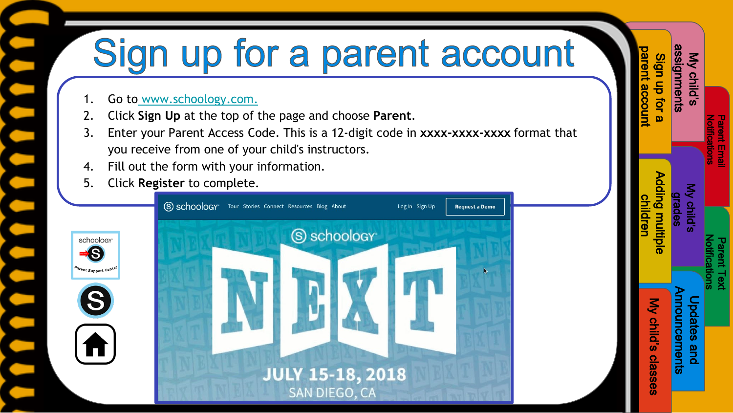# Sign up for a parent account

1. Go to www.schoology.com.
2. Click **Sign Up** at the top of the page and choose **Parent**.
3. Enter your Parent Access Code. This is a 12-digit code in **xxxx-xxxx-xxxx** format that you receive from one of your child's instructors.
4. Fill out the form with your information.
5. Click **Register** to complete.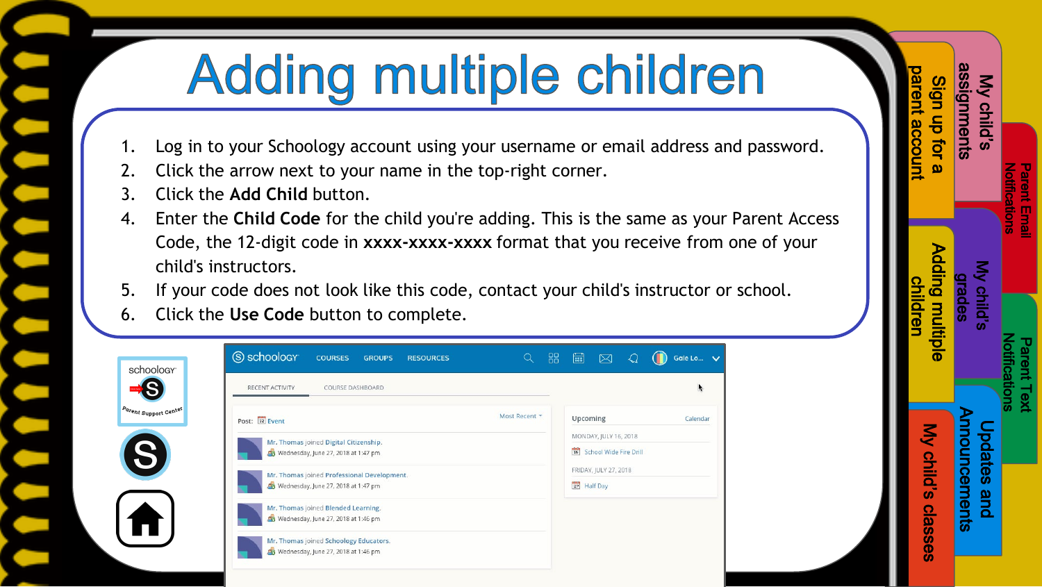# Adding multiple children

1. Log in to your Schoology account using your username or email address and password.
2. Click the arrow next to your name in the top-right corner.
3. Click the **Add Child** button.
4. Enter the **Child Code** for the child you're adding. This is the same as your Parent Access Code, the 12-digit code in **xxxx-xxxx-xxxx** format that you receive from one of your child's instructors.
5. If your code does not look like this code, contact your child's instructor or school.
6. Click the **Use Code** button to complete.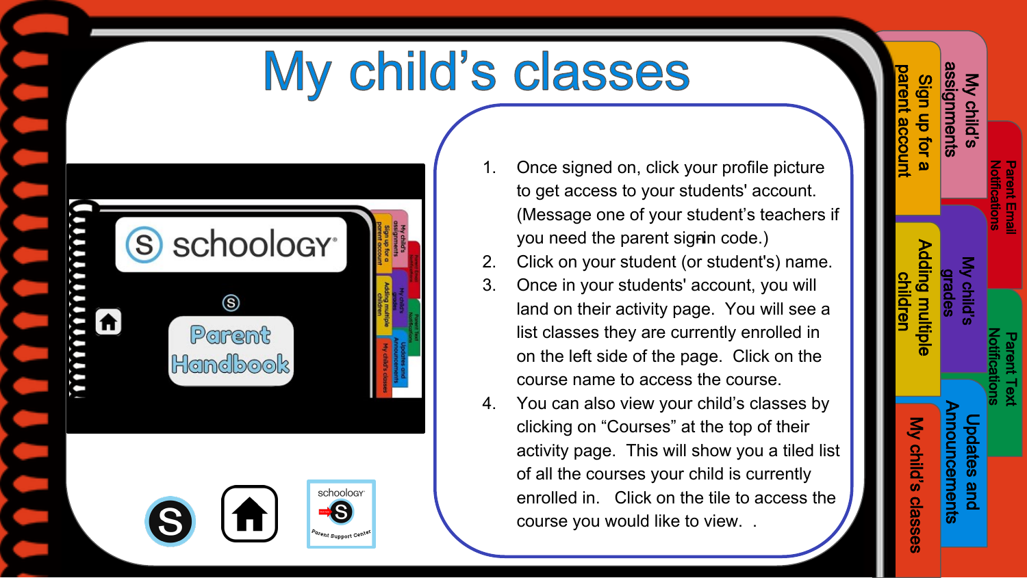# My child's classes

1. Once signed on, click your profile picture to get access to your students' account. (Message one of your student's teachers if you need the parent signin code.)
2. Click on your student (or student's) name.
3. Once in your students' account, you will land on their activity page. You will see a list classes they are currently enrolled in on the left side of the page. Click on the course name to access the course.
4. You can also view your child's classes by clicking on "Courses" at the top of their activity page. This will show you a tiled list of all the courses your child is currently enrolled in. Click on the tile to access the course you would like to view. .

My child's assignments

Sign up for a parent account

Parent Email Notifications

Adding multiple children

My child's grades

Parent Text Notifications

Updates and Announcements

My child's classes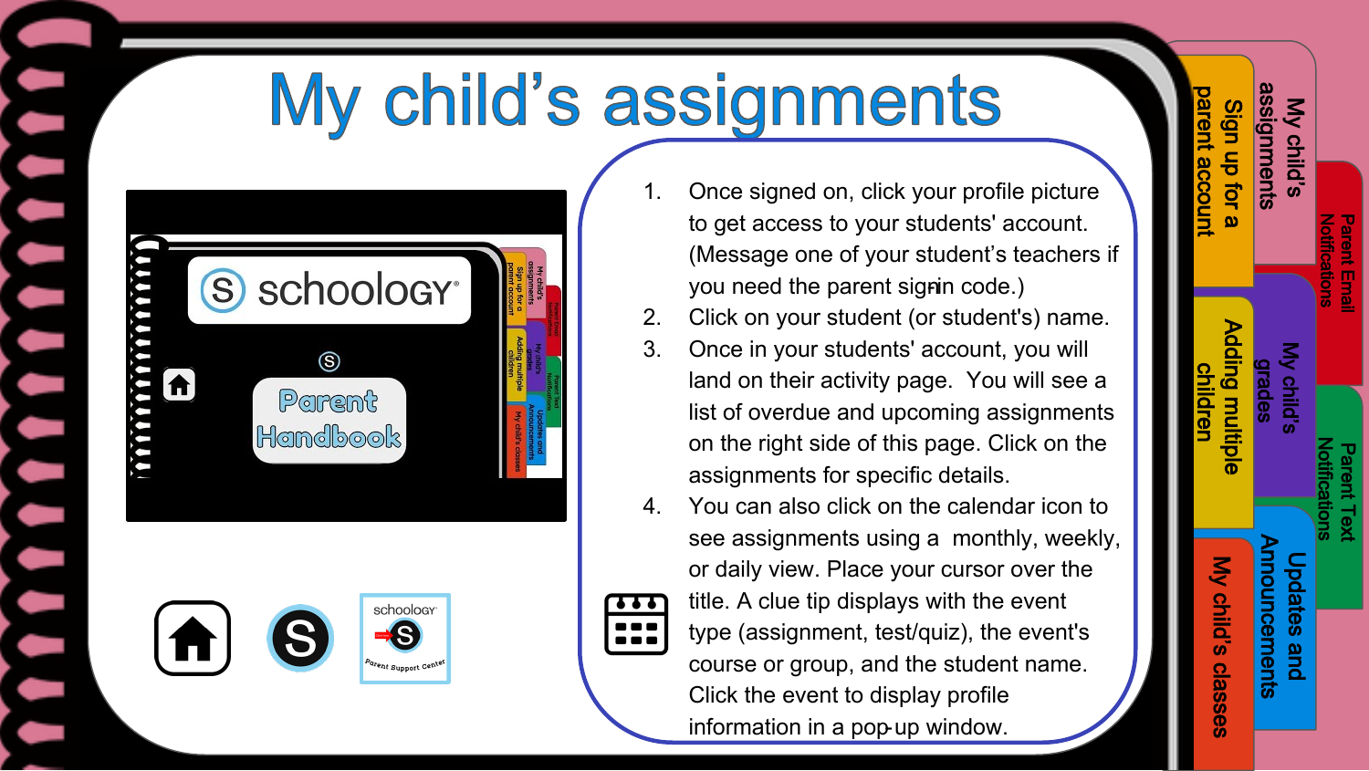# My child's assignments

1. Once signed on, click your profile picture to get access to your students' account. (Message one of your student's teachers if you need the parent sign-in code.)
2. Click on your student (or student's) name.
3. Once in your students' account, you will land on their activity page. You will see a list of overdue and upcoming assignments on the right side of this page. Click on the assignments for specific details.
4. You can also click on the calendar icon to see assignments using a monthly, weekly, or daily view. Place your cursor over the title. A clue tip displays with the event type (assignment, test/quiz), the event's course or group, and the student name. Click the event to display profile information in a pop-up window.

My child's assignments | Sign up for a parent account | Parent Email Notifications | My child's grades | Adding multiple children | Parent Text Notifications | Updates and Announcements | My child's classes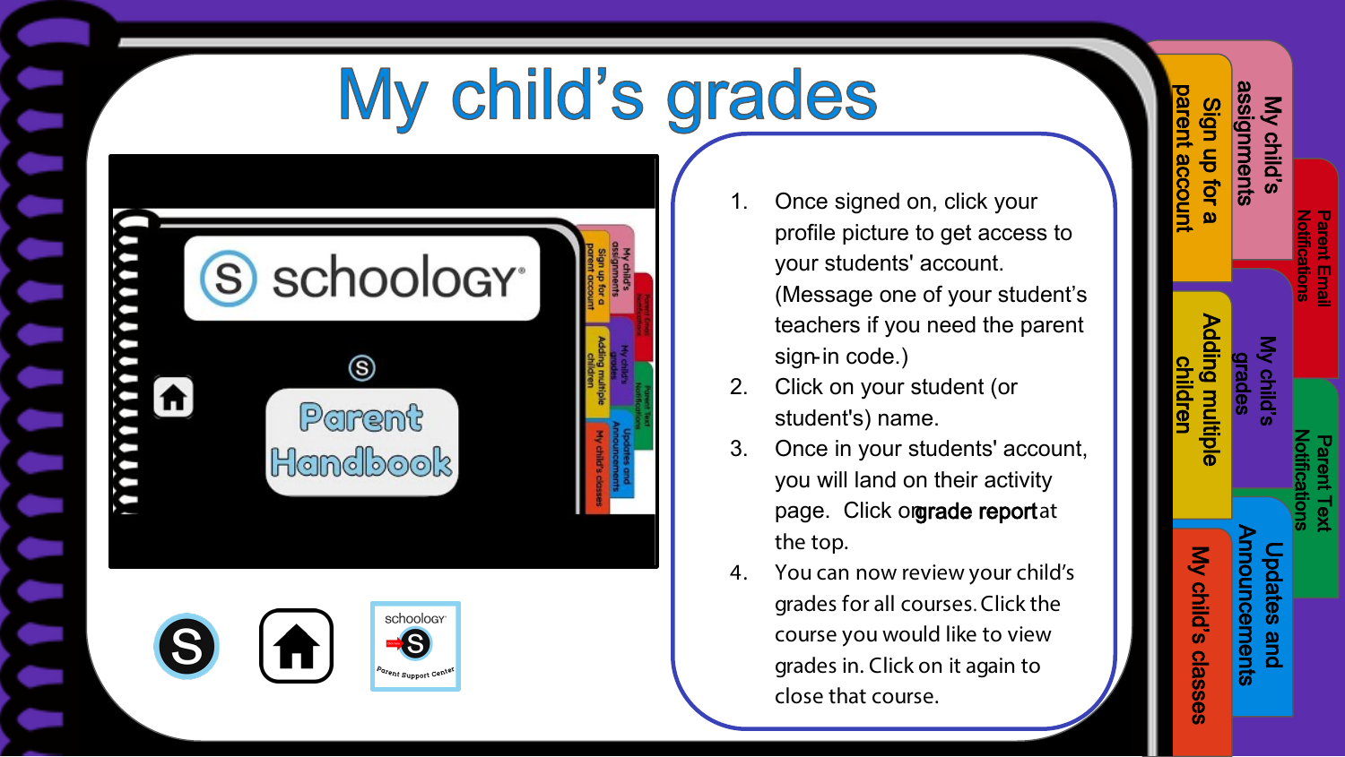# My child's grades

1. Once signed on, click your profile picture to get access to your students' account. (Message one of your student's teachers if you need the parent sign-in code.)
2. Click on your student (or student's) name.
3. Once in your students' account, you will land on their activity page. Click on **grade report** at the top.
4. You can now review your child's grades for all courses. Click the course you would like to view grades in. Click on it again to close that course.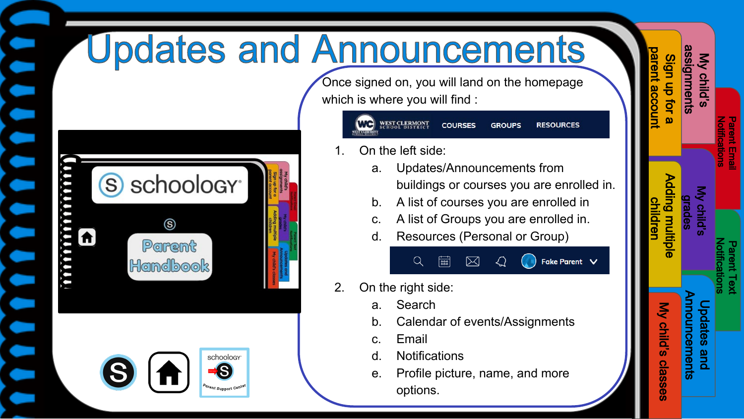# Updates and Announcements

Once signed on, you will land on the homepage which is where you will find :

1. On the left side:
   a. Updates/Announcements from buildings or courses you are enrolled in.
   b. A list of courses you are enrolled in
   c. A list of Groups you are enrolled in.
   d. Resources (Personal or Group)
2. On the right side:
   a. Search
   b. Calendar of events/Assignments
   c. Email
   d. Notifications
   e. Profile picture, name, and more options.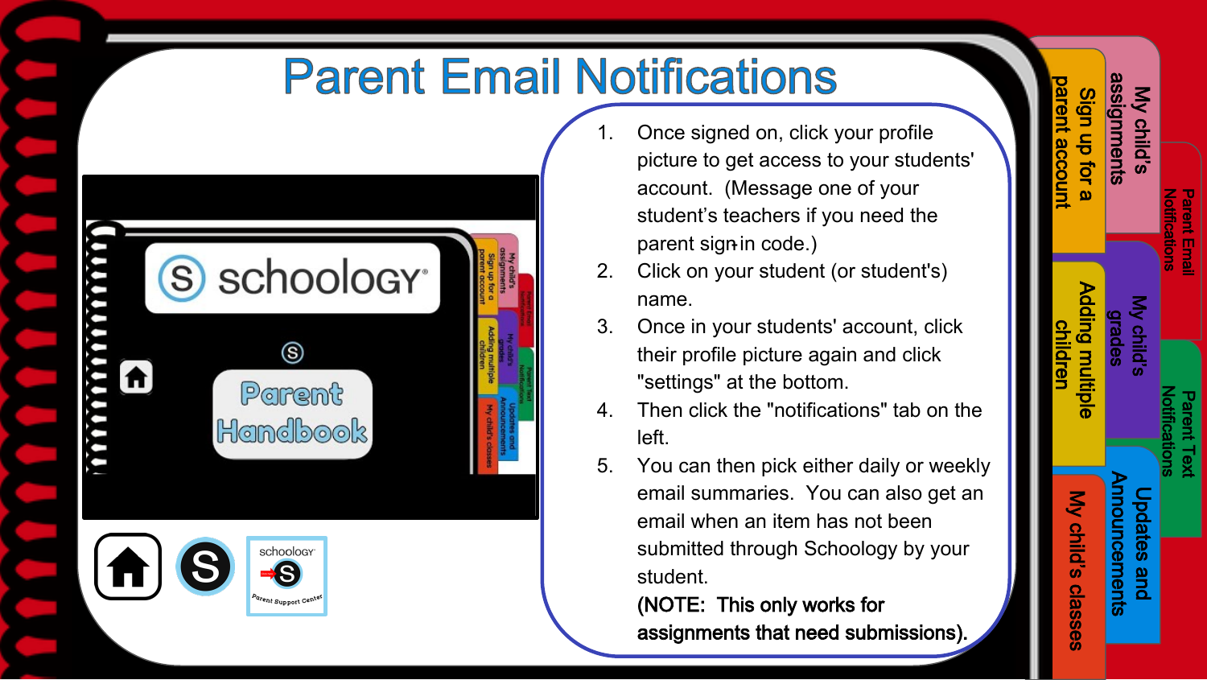# Parent Email Notifications

1. Once signed on, click your profile picture to get access to your students' account. (Message one of your student's teachers if you need the parent sign-in code.)
2. Click on your student (or student's) name.
3. Once in your students' account, click their profile picture again and click "settings" at the bottom.
4. Then click the "notifications" tab on the left.
5. You can then pick either daily or weekly email summaries. You can also get an email when an item has not been submitted through Schoology by your student.

   **(NOTE: This only works for assignments that need submissions).**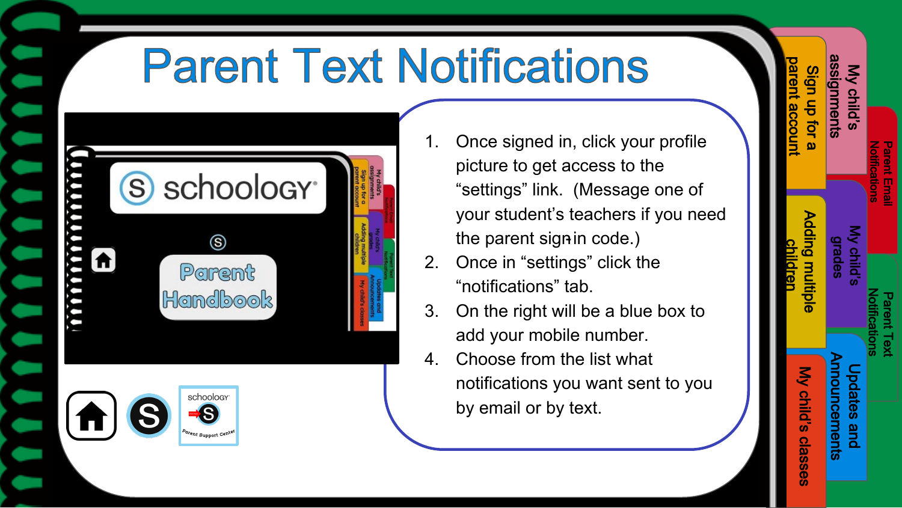# Parent Text Notifications

1. Once signed in, click your profile picture to get access to the "settings" link. (Message one of your student's teachers if you need the parent sign in code.)
2. Once in "settings" click the "notifications" tab.
3. On the right will be a blue box to add your mobile number.
4. Choose from the list what notifications you want sent to you by email or by text.

My child's assignments

Sign up for a parent account

Parent Email Notifications

My child's grades

Adding multiple children

Parent Text Notifications

Updates and Announcements

My child's classes